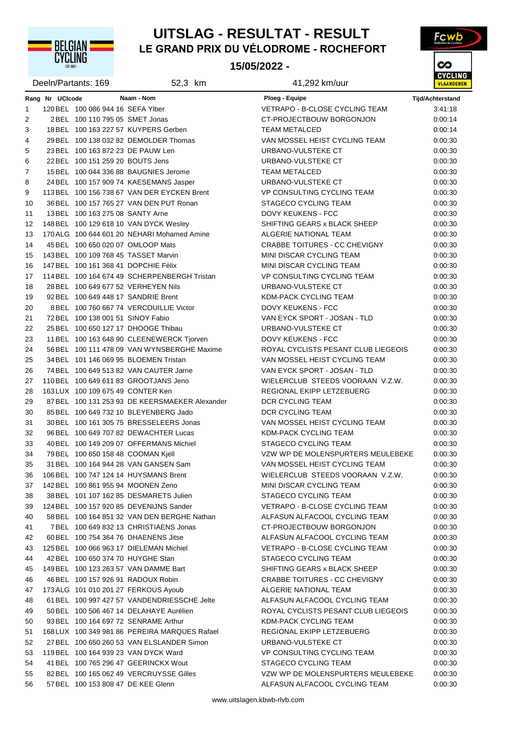# UITSLAG - RESULTAT - RESULT

## LE GRAND PRIX DU VÉLODROME - ROCHEFORT

**15/05/2022 -**

Deeln/Partants: 169 52,3 km 41,292 km/uur

| Rang | Nr | UCIcode | Naam - Nom | Ploeg - Equipe | Tijd/Achterstand |
|---|---|---|---|---|---|
| 1 | 120 | BEL 100 086 944 16 | SEFA Ylber | VETRAPO - B-CLOSE CYCLING TEAM | 3:41:18 |
| 2 | 2 | BEL 100 110 795 05 | SMET Jonas | CT-PROJECTBOUW BORGONJON | 0:00:14 |
| 3 | 18 | BEL 100 163 227 57 | KUYPERS Gerben | TEAM METALCED | 0:00:14 |
| 4 | 29 | BEL 100 138 032 82 | DEMOLDER Thomas | VAN MOSSEL HEIST CYCLING TEAM | 0:00:30 |
| 5 | 23 | BEL 100 163 872 23 | DE PAUW Len | URBANO-VULSTEKE CT | 0:00:30 |
| 6 | 22 | BEL 100 151 259 20 | BOUTS Jens | URBANO-VULSTEKE CT | 0:00:30 |
| 7 | 15 | BEL 100 044 336 88 | BAUGNIES Jerome | TEAM METALCED | 0:00:30 |
| 8 | 24 | BEL 100 157 909 74 | KAESEMANS Jasper | URBANO-VULSTEKE CT | 0:00:30 |
| 9 | 113 | BEL 100 156 738 67 | VAN DER EYCKEN Brent | VP CONSULTING CYCLING TEAM | 0:00:30 |
| 10 | 36 | BEL 100 157 765 27 | VAN DEN PUT Ronan | STAGECO CYCLING TEAM | 0:00:30 |
| 11 | 13 | BEL 100 163 275 08 | SANTY Arne | DOVY KEUKENS - FCC | 0:00:30 |
| 12 | 148 | BEL 100 129 618 10 | VAN DYCK Wesley | SHIFTING GEARS x BLACK SHEEP | 0:00:30 |
| 13 | 170 | ALG 100 644 601 20 | NEHARI Mohamed Amine | ALGERIE NATIONAL TEAM | 0:00:30 |
| 14 | 45 | BEL 100 650 020 07 | OMLOOP Mats | CRABBE TOITURES - CC CHEVIGNY | 0:00:30 |
| 15 | 143 | BEL 100 109 768 45 | TASSET Marvin | MINI DISCAR CYCLING TEAM | 0:00:30 |
| 16 | 147 | BEL 100 161 368 41 | DOPCHIE Félix | MINI DISCAR CYCLING TEAM | 0:00:30 |
| 17 | 114 | BEL 100 164 674 49 | SCHERPENBERGH Tristan | VP CONSULTING CYCLING TEAM | 0:00:30 |
| 18 | 28 | BEL 100 649 677 52 | VERHEYEN Nils | URBANO-VULSTEKE CT | 0:00:30 |
| 19 | 92 | BEL 100 649 448 17 | SANDRIE Brent | KDM-PACK CYCLING TEAM | 0:00:30 |
| 20 | 8 | BEL 100 760 667 74 | VERCOUILLIE Victor | DOVY KEUKENS - FCC | 0:00:30 |
| 21 | 72 | BEL 100 138 001 51 | SINOY Fabio | VAN EYCK SPORT - JOSAN - TLD | 0:00:30 |
| 22 | 25 | BEL 100 650 127 17 | DHOOGE Thibau | URBANO-VULSTEKE CT | 0:00:30 |
| 23 | 11 | BEL 100 163 648 90 | CLEENEWERCK Tjorven | DOVY KEUKENS - FCC | 0:00:30 |
| 24 | 56 | BEL 100 111 478 09 | VAN WYNSBERGHE Maxime | ROYAL CYCLISTS PESANT CLUB LIEGEOIS | 0:00:30 |
| 25 | 34 | BEL 101 146 069 95 | BLOEMEN Tristan | VAN MOSSEL HEIST CYCLING TEAM | 0:00:30 |
| 26 | 74 | BEL 100 649 513 82 | VAN CAUTER Jarne | VAN EYCK SPORT - JOSAN - TLD | 0:00:30 |
| 27 | 110 | BEL 100 649 611 83 | GROOTJANS Jeno | WIELERCLUB STEEDS VOORAAN V.Z.W. | 0:00:30 |
| 28 | 163 | LUX 100 109 675 49 | CONTER Ken | REGIONAL EKIPP LETZEBUERG | 0:00:30 |
| 29 | 87 | BEL 100 131 253 93 | DE KEERSMAEKER Alexander | DCR CYCLING TEAM | 0:00:30 |
| 30 | 85 | BEL 100 649 732 10 | BLEYENBERG Jado | DCR CYCLING TEAM | 0:00:30 |
| 31 | 30 | BEL 100 161 305 75 | BRESSELEERS Jonas | VAN MOSSEL HEIST CYCLING TEAM | 0:00:30 |
| 32 | 96 | BEL 100 649 707 82 | DEWACHTER Lucas | KDM-PACK CYCLING TEAM | 0:00:30 |
| 33 | 40 | BEL 100 149 209 07 | OFFERMANS Michiel | STAGECO CYCLING TEAM | 0:00:30 |
| 34 | 79 | BEL 100 650 158 48 | COOMAN Kjell | VZW WP DE MOLENSPURTERS MEULEBEKE | 0:00:30 |
| 35 | 31 | BEL 100 164 944 28 | VAN GANSEN Sam | VAN MOSSEL HEIST CYCLING TEAM | 0:00:30 |
| 36 | 106 | BEL 100 747 124 14 | HUYSMANS Brent | WIELERCLUB STEEDS VOORAAN V.Z.W. | 0:00:30 |
| 37 | 142 | BEL 100 861 955 94 | MOONEN Zeno | MINI DISCAR CYCLING TEAM | 0:00:30 |
| 38 | 38 | BEL 101 107 162 85 | DESMARETS Julien | STAGECO CYCLING TEAM | 0:00:30 |
| 39 | 124 | BEL 100 157 920 85 | DEVENIJNS Sander | VETRAPO - B-CLOSE CYCLING TEAM | 0:00:30 |
| 40 | 58 | BEL 100 164 851 32 | VAN DEN BERGHE Nathan | ALFASUN ALFACOOL CYCLING TEAM | 0:00:30 |
| 41 | 7 | BEL 100 649 832 13 | CHRISTIAENS Jonas | CT-PROJECTBOUW BORGONJON | 0:00:30 |
| 42 | 60 | BEL 100 754 364 76 | DHAENENS Jitse | ALFASUN ALFACOOL CYCLING TEAM | 0:00:30 |
| 43 | 125 | BEL 100 066 963 17 | DIELEMAN Michiel | VETRAPO - B-CLOSE CYCLING TEAM | 0:00:30 |
| 44 | 42 | BEL 100 650 374 70 | HUYGHE Stan | STAGECO CYCLING TEAM | 0:00:30 |
| 45 | 149 | BEL 100 123 263 57 | VAN DAMME Bart | SHIFTING GEARS x BLACK SHEEP | 0:00:30 |
| 46 | 46 | BEL 100 157 926 91 | RADOUX Robin | CRABBE TOITURES - CC CHEVIGNY | 0:00:30 |
| 47 | 173 | ALG 101 010 201 27 | FERKOUS Ayoub | ALGERIE NATIONAL TEAM | 0:00:30 |
| 48 | 61 | BEL 100 997 427 57 | VANDENDRIESSCHE Jelte | ALFASUN ALFACOOL CYCLING TEAM | 0:00:30 |
| 49 | 50 | BEL 100 506 467 14 | DELAHAYE Aurélien | ROYAL CYCLISTS PESANT CLUB LIEGEOIS | 0:00:30 |
| 50 | 93 | BEL 100 164 697 72 | SENRAME Arthur | KDM-PACK CYCLING TEAM | 0:00:30 |
| 51 | 168 | LUX 100 349 981 86 | PEREIRA MARQUES Rafael | REGIONAL EKIPP LETZEBUERG | 0:00:30 |
| 52 | 27 | BEL 100 650 260 53 | VAN ELSLANDER Simon | URBANO-VULSTEKE CT | 0:00:30 |
| 53 | 119 | BEL 100 164 939 23 | VAN DYCK Ward | VP CONSULTING CYCLING TEAM | 0:00:30 |
| 54 | 41 | BEL 100 765 296 47 | GEERINCKX Wout | STAGECO CYCLING TEAM | 0:00:30 |
| 55 | 82 | BEL 100 165 062 49 | VERCRUYSSE Gilles | VZW WP DE MOLENSPURTERS MEULEBEKE | 0:00:30 |
| 56 | 57 | BEL 100 153 808 47 | DE KEE Glenn | ALFASUN ALFACOOL CYCLING TEAM | 0:00:30 |

www.uitslagen.kbwb-rlvb.com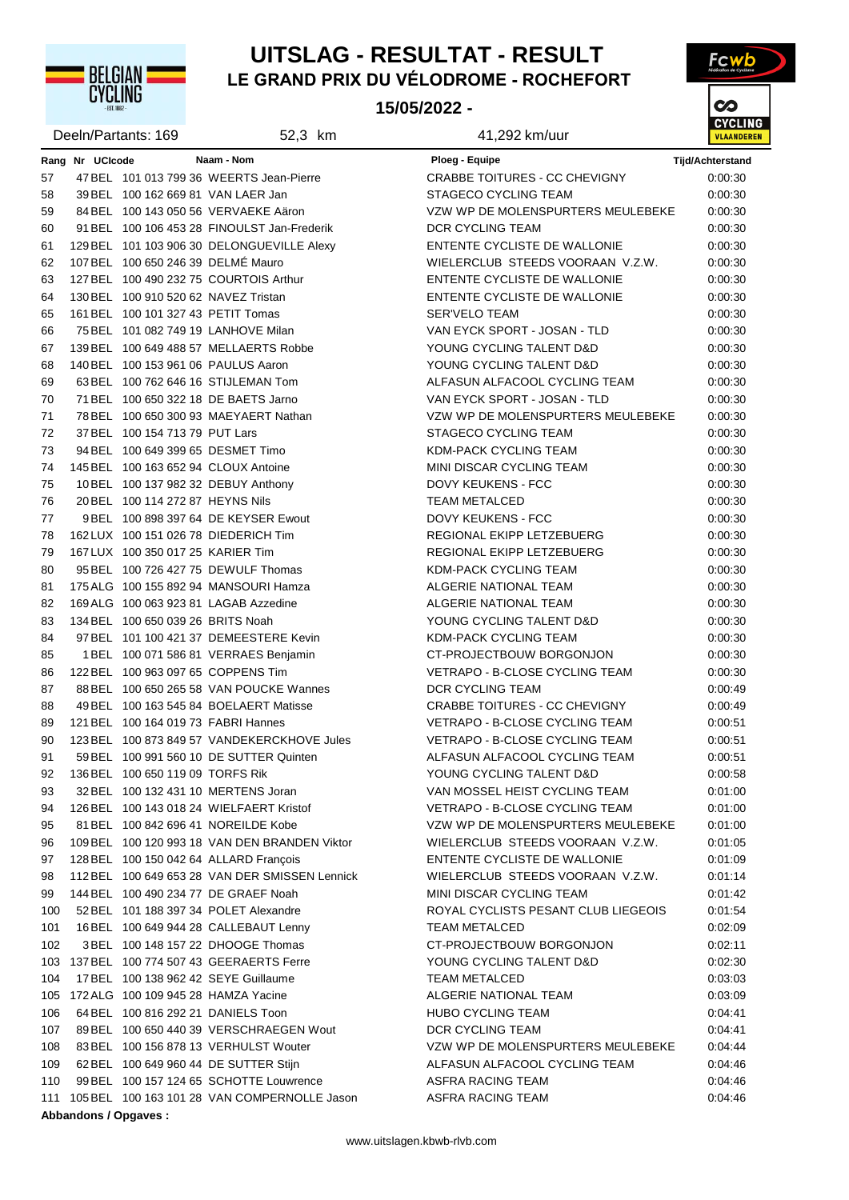# UITSLAG - RESULTAT - RESULT

## LE GRAND PRIX DU VÉLODROME - ROCHEFORT

**15/05/2022 -**

Deeln/Partants: 169 | 52,3 km | 41,292 km/uur

| Rang | Nr | UCIcode | Naam - Nom | Ploeg - Equipe | Tijd/Achterstand |
|---|---|---|---|---|---|
| 57 | 47 | BEL 101 013 799 36 | WEERTS Jean-Pierre | CRABBE TOITURES - CC CHEVIGNY | 0:00:30 |
| 58 | 39 | BEL 100 162 669 81 | VAN LAER Jan | STAGECO CYCLING TEAM | 0:00:30 |
| 59 | 84 | BEL 100 143 050 56 | VERVAEKE Aäron | VZW WP DE MOLENSPURTERS MEULEBEKE | 0:00:30 |
| 60 | 91 | BEL 100 106 453 28 | FINOULST Jan-Frederik | DCR CYCLING TEAM | 0:00:30 |
| 61 | 129 | BEL 101 103 906 30 | DELONGUEVILLE Alexy | ENTENTE CYCLISTE DE WALLONIE | 0:00:30 |
| 62 | 107 | BEL 100 650 246 39 | DELMÉ Mauro | WIELERCLUB STEEDS VOORAAN V.Z.W. | 0:00:30 |
| 63 | 127 | BEL 100 490 232 75 | COURTOIS Arthur | ENTENTE CYCLISTE DE WALLONIE | 0:00:30 |
| 64 | 130 | BEL 100 910 520 62 | NAVEZ Tristan | ENTENTE CYCLISTE DE WALLONIE | 0:00:30 |
| 65 | 161 | BEL 100 101 327 43 | PETIT Tomas | SER'VELO TEAM | 0:00:30 |
| 66 | 75 | BEL 101 082 749 19 | LANHOVE Milan | VAN EYCK SPORT - JOSAN - TLD | 0:00:30 |
| 67 | 139 | BEL 100 649 488 57 | MELLAERTS Robbe | YOUNG CYCLING TALENT D&D | 0:00:30 |
| 68 | 140 | BEL 100 153 961 06 | PAULUS Aaron | YOUNG CYCLING TALENT D&D | 0:00:30 |
| 69 | 63 | BEL 100 762 646 16 | STIJLEMAN Tom | ALFASUN ALFACOOL CYCLING TEAM | 0:00:30 |
| 70 | 71 | BEL 100 650 322 18 | DE BAETS Jarno | VAN EYCK SPORT - JOSAN - TLD | 0:00:30 |
| 71 | 78 | BEL 100 650 300 93 | MAEYAERT Nathan | VZW WP DE MOLENSPURTERS MEULEBEKE | 0:00:30 |
| 72 | 37 | BEL 100 154 713 79 | PUT Lars | STAGECO CYCLING TEAM | 0:00:30 |
| 73 | 94 | BEL 100 649 399 65 | DESMET Timo | KDM-PACK CYCLING TEAM | 0:00:30 |
| 74 | 145 | BEL 100 163 652 94 | CLOUX Antoine | MINI DISCAR CYCLING TEAM | 0:00:30 |
| 75 | 10 | BEL 100 137 982 32 | DEBUY Anthony | DOVY KEUKENS - FCC | 0:00:30 |
| 76 | 20 | BEL 100 114 272 87 | HEYNS Nils | TEAM METALCED | 0:00:30 |
| 77 | 9 | BEL 100 898 397 64 | DE KEYSER Ewout | DOVY KEUKENS - FCC | 0:00:30 |
| 78 | 162 | LUX 100 151 026 78 | DIEDERICH Tim | REGIONAL EKIPP LETZEBUERG | 0:00:30 |
| 79 | 167 | LUX 100 350 017 25 | KARIER Tim | REGIONAL EKIPP LETZEBUERG | 0:00:30 |
| 80 | 95 | BEL 100 726 427 75 | DEWULF Thomas | KDM-PACK CYCLING TEAM | 0:00:30 |
| 81 | 175 | ALG 100 155 892 94 | MANSOURI Hamza | ALGERIE NATIONAL TEAM | 0:00:30 |
| 82 | 169 | ALG 100 063 923 81 | LAGAB Azzedine | ALGERIE NATIONAL TEAM | 0:00:30 |
| 83 | 134 | BEL 100 650 039 26 | BRITS Noah | YOUNG CYCLING TALENT D&D | 0:00:30 |
| 84 | 97 | BEL 101 100 421 37 | DEMEESTERE Kevin | KDM-PACK CYCLING TEAM | 0:00:30 |
| 85 | 1 | BEL 100 071 586 81 | VERRAES Benjamin | CT-PROJECTBOUW BORGONJON | 0:00:30 |
| 86 | 122 | BEL 100 963 097 65 | COPPENS Tim | VETRAPO - B-CLOSE CYCLING TEAM | 0:00:30 |
| 87 | 88 | BEL 100 650 265 58 | VAN POUCKE Wannes | DCR CYCLING TEAM | 0:00:49 |
| 88 | 49 | BEL 100 163 545 84 | BOELAERT Matisse | CRABBE TOITURES - CC CHEVIGNY | 0:00:49 |
| 89 | 121 | BEL 100 164 019 73 | FABRI Hannes | VETRAPO - B-CLOSE CYCLING TEAM | 0:00:51 |
| 90 | 123 | BEL 100 873 849 57 | VANDEKERCKHOVE Jules | VETRAPO - B-CLOSE CYCLING TEAM | 0:00:51 |
| 91 | 59 | BEL 100 991 560 10 | DE SUTTER Quinten | ALFASUN ALFACOOL CYCLING TEAM | 0:00:51 |
| 92 | 136 | BEL 100 650 119 09 | TORFS Rik | YOUNG CYCLING TALENT D&D | 0:00:58 |
| 93 | 32 | BEL 100 132 431 10 | MERTENS Joran | VAN MOSSEL HEIST CYCLING TEAM | 0:01:00 |
| 94 | 126 | BEL 100 143 018 24 | WIELFAERT Kristof | VETRAPO - B-CLOSE CYCLING TEAM | 0:01:00 |
| 95 | 81 | BEL 100 842 696 41 | NOREILDE Kobe | VZW WP DE MOLENSPURTERS MEULEBEKE | 0:01:00 |
| 96 | 109 | BEL 100 120 993 18 | VAN DEN BRANDEN Viktor | WIELERCLUB STEEDS VOORAAN V.Z.W. | 0:01:05 |
| 97 | 128 | BEL 100 150 042 64 | ALLARD François | ENTENTE CYCLISTE DE WALLONIE | 0:01:09 |
| 98 | 112 | BEL 100 649 653 28 | VAN DER SMISSEN Lennick | WIELERCLUB STEEDS VOORAAN V.Z.W. | 0:01:14 |
| 99 | 144 | BEL 100 490 234 77 | DE GRAEF Noah | MINI DISCAR CYCLING TEAM | 0:01:42 |
| 100 | 52 | BEL 101 188 397 34 | POLET Alexandre | ROYAL CYCLISTS PESANT CLUB LIEGEOIS | 0:01:54 |
| 101 | 16 | BEL 100 649 944 28 | CALLEBAUT Lenny | TEAM METALCED | 0:02:09 |
| 102 | 3 | BEL 100 148 157 22 | DHOOGE Thomas | CT-PROJECTBOUW BORGONJON | 0:02:11 |
| 103 | 137 | BEL 100 774 507 43 | GEERAERTS Ferre | YOUNG CYCLING TALENT D&D | 0:02:30 |
| 104 | 17 | BEL 100 138 962 42 | SEYE Guillaume | TEAM METALCED | 0:03:03 |
| 105 | 172 | ALG 100 109 945 28 | HAMZA Yacine | ALGERIE NATIONAL TEAM | 0:03:09 |
| 106 | 64 | BEL 100 816 292 21 | DANIELS Toon | HUBO CYCLING TEAM | 0:04:41 |
| 107 | 89 | BEL 100 650 440 39 | VERSCHRAEGEN Wout | DCR CYCLING TEAM | 0:04:41 |
| 108 | 83 | BEL 100 156 878 13 | VERHULST Wouter | VZW WP DE MOLENSPURTERS MEULEBEKE | 0:04:44 |
| 109 | 62 | BEL 100 649 960 44 | DE SUTTER Stijn | ALFASUN ALFACOOL CYCLING TEAM | 0:04:46 |
| 110 | 99 | BEL 100 157 124 65 | SCHOTTE Louwrence | ASFRA RACING TEAM | 0:04:46 |
| 111 | 105 | BEL 100 163 101 28 | VAN COMPERNOLLE Jason | ASFRA RACING TEAM | 0:04:46 |

**Abbandons / Opgaves :**

www.uitslagen.kbwb-rlvb.com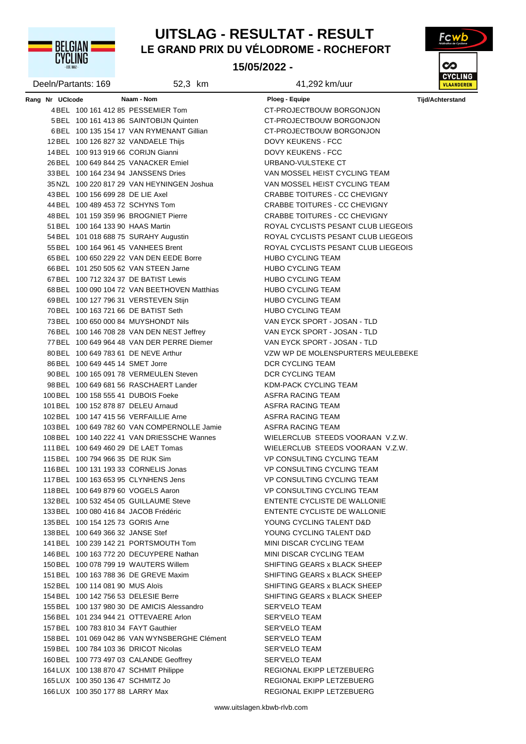# UITSLAG - RESULTAT - RESULT

## LE GRAND PRIX DU VÉLODROME - ROCHEFORT

**15/05/2022 -**

Deeln/Partants: 169 | 52,3 km | 41,292 km/uur

| Rang | Nr | UCIcode | Naam - Nom | Ploeg - Equipe | Tijd/Achterstand |
|---|---|---|---|---|---|
| 4 | BEL | 100 161 412 85 | PESSEMIER Tom | CT-PROJECTBOUW BORGONJON | |
| 5 | BEL | 100 161 413 86 | SAINTOBIJN Quinten | CT-PROJECTBOUW BORGONJON | |
| 6 | BEL | 100 135 154 17 | VAN RYMENANT Gillian | CT-PROJECTBOUW BORGONJON | |
| 12 | BEL | 100 126 827 32 | VANDAELE Thijs | DOVY KEUKENS - FCC | |
| 14 | BEL | 100 913 919 66 | CORIJN Gianni | DOVY KEUKENS - FCC | |
| 26 | BEL | 100 649 844 25 | VANACKER Emiel | URBANO-VULSTEKE CT | |
| 33 | BEL | 100 164 234 94 | JANSSENS Dries | VAN MOSSEL HEIST CYCLING TEAM | |
| 35 | NZL | 100 220 817 29 | VAN HEYNINGEN Joshua | VAN MOSSEL HEIST CYCLING TEAM | |
| 43 | BEL | 100 156 699 28 | DE LIE Axel | CRABBE TOITURES - CC CHEVIGNY | |
| 44 | BEL | 100 489 453 72 | SCHYNS Tom | CRABBE TOITURES - CC CHEVIGNY | |
| 48 | BEL | 101 159 359 96 | BROGNIET Pierre | CRABBE TOITURES - CC CHEVIGNY | |
| 51 | BEL | 100 164 133 90 | HAAS Martin | ROYAL CYCLISTS PESANT CLUB LIEGEOIS | |
| 54 | BEL | 101 018 688 75 | SURAHY Augustin | ROYAL CYCLISTS PESANT CLUB LIEGEOIS | |
| 55 | BEL | 100 164 961 45 | VANHEES Brent | ROYAL CYCLISTS PESANT CLUB LIEGEOIS | |
| 65 | BEL | 100 650 229 22 | VAN DEN EEDE Borre | HUBO CYCLING TEAM | |
| 66 | BEL | 101 250 505 62 | VAN STEEN Jarne | HUBO CYCLING TEAM | |
| 67 | BEL | 100 712 324 37 | DE BATIST Lewis | HUBO CYCLING TEAM | |
| 68 | BEL | 100 090 104 72 | VAN BEETHOVEN Matthias | HUBO CYCLING TEAM | |
| 69 | BEL | 100 127 796 31 | VERSTEVEN Stijn | HUBO CYCLING TEAM | |
| 70 | BEL | 100 163 721 66 | DE BATIST Seth | HUBO CYCLING TEAM | |
| 73 | BEL | 100 650 000 84 | MUYSHONDT Nils | VAN EYCK SPORT - JOSAN - TLD | |
| 76 | BEL | 100 146 708 28 | VAN DEN NEST Jeffrey | VAN EYCK SPORT - JOSAN - TLD | |
| 77 | BEL | 100 649 964 48 | VAN DER PERRE Diemer | VAN EYCK SPORT - JOSAN - TLD | |
| 80 | BEL | 100 649 783 61 | DE NEVE Arthur | VZW WP DE MOLENSPURTERS MEULEBEKE | |
| 86 | BEL | 100 649 445 14 | SMET Jorre | DCR CYCLING TEAM | |
| 90 | BEL | 100 165 091 78 | VERMEULEN Steven | DCR CYCLING TEAM | |
| 98 | BEL | 100 649 681 56 | RASCHAERT Lander | KDM-PACK CYCLING TEAM | |
| 100 | BEL | 100 158 555 41 | DUBOIS Foeke | ASFRA RACING TEAM | |
| 101 | BEL | 100 152 878 87 | DELEU Arnaud | ASFRA RACING TEAM | |
| 102 | BEL | 100 147 415 56 | VERFAILLIE Arne | ASFRA RACING TEAM | |
| 103 | BEL | 100 649 782 60 | VAN COMPERNOLLE Jamie | ASFRA RACING TEAM | |
| 108 | BEL | 100 140 222 41 | VAN DRIESSCHE Wannes | WIELERCLUB STEEDS VOORAAN V.Z.W. | |
| 111 | BEL | 100 649 460 29 | DE LAET Tomas | WIELERCLUB STEEDS VOORAAN V.Z.W. | |
| 115 | BEL | 100 794 966 35 | DE RIJK Sim | VP CONSULTING CYCLING TEAM | |
| 116 | BEL | 100 131 193 33 | CORNELIS Jonas | VP CONSULTING CYCLING TEAM | |
| 117 | BEL | 100 163 653 95 | CLYNHENS Jens | VP CONSULTING CYCLING TEAM | |
| 118 | BEL | 100 649 879 60 | VOGELS Aaron | VP CONSULTING CYCLING TEAM | |
| 132 | BEL | 100 532 454 05 | GUILLAUME Steve | ENTENTE CYCLISTE DE WALLONIE | |
| 133 | BEL | 100 080 416 84 | JACOB Frédéric | ENTENTE CYCLISTE DE WALLONIE | |
| 135 | BEL | 100 154 125 73 | GORIS Arne | YOUNG CYCLING TALENT D&D | |
| 138 | BEL | 100 649 366 32 | JANSE Stef | YOUNG CYCLING TALENT D&D | |
| 141 | BEL | 100 239 142 21 | PORTSMOUTH Tom | MINI DISCAR CYCLING TEAM | |
| 146 | BEL | 100 163 772 20 | DECUYPERE Nathan | MINI DISCAR CYCLING TEAM | |
| 150 | BEL | 100 078 799 19 | WAUTERS Willem | SHIFTING GEARS x BLACK SHEEP | |
| 151 | BEL | 100 163 788 36 | DE GREVE Maxim | SHIFTING GEARS x BLACK SHEEP | |
| 152 | BEL | 100 114 081 90 | MUS Aloïs | SHIFTING GEARS x BLACK SHEEP | |
| 154 | BEL | 100 142 756 53 | DELESIE Berre | SHIFTING GEARS x BLACK SHEEP | |
| 155 | BEL | 100 137 980 30 | DE AMICIS Alessandro | SER'VELO TEAM | |
| 156 | BEL | 101 234 944 21 | OTTEVAERE Arlon | SER'VELO TEAM | |
| 157 | BEL | 100 783 810 34 | FAYT Gauthier | SER'VELO TEAM | |
| 158 | BEL | 101 069 042 86 | VAN WYNSBERGHE Clément | SER'VELO TEAM | |
| 159 | BEL | 100 784 103 36 | DRICOT Nicolas | SER'VELO TEAM | |
| 160 | BEL | 100 773 497 03 | CALANDE Geoffrey | SER'VELO TEAM | |
| 164 | LUX | 100 138 870 47 | SCHMIT Philippe | REGIONAL EKIPP LETZEBUERG | |
| 165 | LUX | 100 350 136 47 | SCHMITZ Jo | REGIONAL EKIPP LETZEBUERG | |
| 166 | LUX | 100 350 177 88 | LARRY Max | REGIONAL EKIPP LETZEBUERG | |

www.uitslagen.kbwb-rlvb.com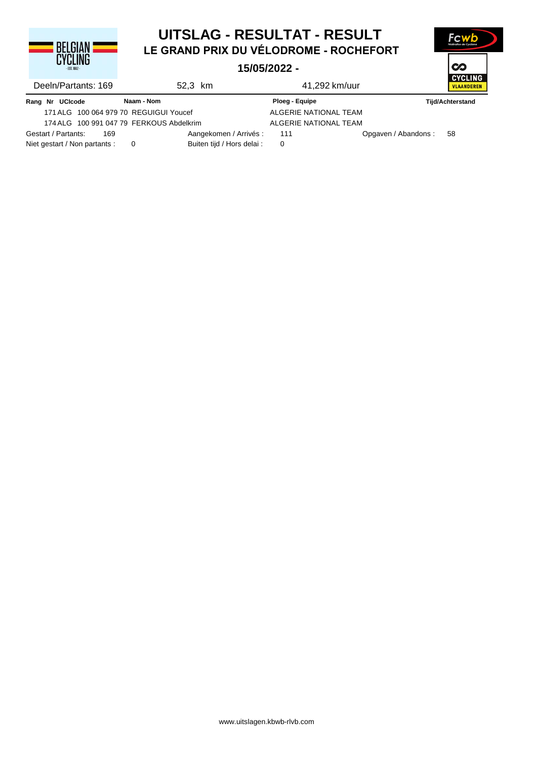# UITSLAG - RESULTAT - RESULT

## LE GRAND PRIX DU VÉLODROME - ROCHEFORT

**15/05/2022 -**

Deeln/Partants: 169 | 52,3 km | 41,292 km/uur

| Rang | Nr | UCIcode | Naam - Nom | Ploeg - Equipe | Tijd/Achterstand |
|---|---|---|---|---|---|
| | 171 | ALG 100 064 979 70 | REGUIGUI Youcef | ALGERIE NATIONAL TEAM | |
| | 174 | ALG 100 991 047 79 | FERKOUS Abdelkrim | ALGERIE NATIONAL TEAM | |

Gestart / Partants: 169 | Aangekomen / Arrivés : 111 | Opgaven / Abandons : 58

Niet gestart / Non partants : 0 | Buiten tijd / Hors delai : 0

www.uitslagen.kbwb-rlvb.com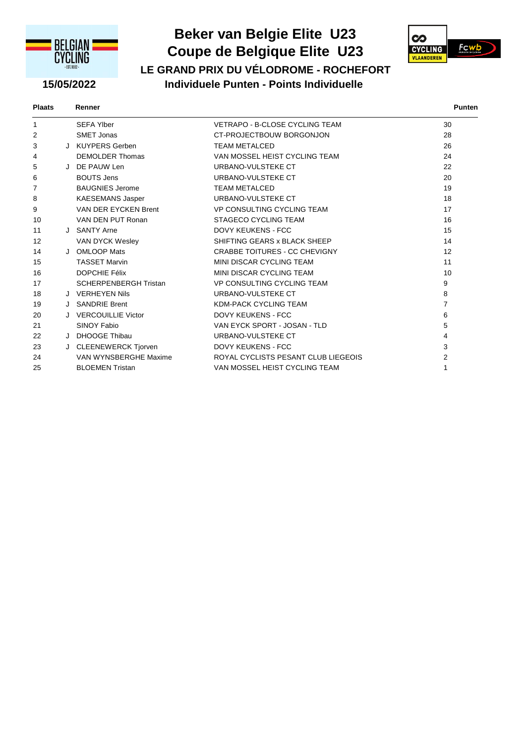# Beker van Belgie Elite U23
# Coupe de Belgique Elite U23

## LE GRAND PRIX DU VÉLODROME - ROCHEFORT

**15/05/2022**

### Individuele Punten - Points Individuelle

| Plaats | | Renner | | Punten |
|---|---|---|---|---|
| 1 | | SEFA Ylber | VETRAPO - B-CLOSE CYCLING TEAM | 30 |
| 2 | | SMET Jonas | CT-PROJECTBOUW BORGONJON | 28 |
| 3 | J | KUYPERS Gerben | TEAM METALCED | 26 |
| 4 | | DEMOLDER Thomas | VAN MOSSEL HEIST CYCLING TEAM | 24 |
| 5 | J | DE PAUW Len | URBANO-VULSTEKE CT | 22 |
| 6 | | BOUTS Jens | URBANO-VULSTEKE CT | 20 |
| 7 | | BAUGNIES Jerome | TEAM METALCED | 19 |
| 8 | | KAESEMANS Jasper | URBANO-VULSTEKE CT | 18 |
| 9 | | VAN DER EYCKEN Brent | VP CONSULTING CYCLING TEAM | 17 |
| 10 | | VAN DEN PUT Ronan | STAGECO CYCLING TEAM | 16 |
| 11 | J | SANTY Arne | DOVY KEUKENS - FCC | 15 |
| 12 | | VAN DYCK Wesley | SHIFTING GEARS x BLACK SHEEP | 14 |
| 14 | J | OMLOOP Mats | CRABBE TOITURES - CC CHEVIGNY | 12 |
| 15 | | TASSET Marvin | MINI DISCAR CYCLING TEAM | 11 |
| 16 | | DOPCHIE Félix | MINI DISCAR CYCLING TEAM | 10 |
| 17 | | SCHERPENBERGH Tristan | VP CONSULTING CYCLING TEAM | 9 |
| 18 | J | VERHEYEN Nils | URBANO-VULSTEKE CT | 8 |
| 19 | J | SANDRIE Brent | KDM-PACK CYCLING TEAM | 7 |
| 20 | J | VERCOUILLIE Victor | DOVY KEUKENS - FCC | 6 |
| 21 | | SINOY Fabio | VAN EYCK SPORT - JOSAN - TLD | 5 |
| 22 | J | DHOOGE Thibau | URBANO-VULSTEKE CT | 4 |
| 23 | J | CLEENEWERCK Tjorven | DOVY KEUKENS - FCC | 3 |
| 24 | | VAN WYNSBERGHE Maxime | ROYAL CYCLISTS PESANT CLUB LIEGEOIS | 2 |
| 25 | | BLOEMEN Tristan | VAN MOSSEL HEIST CYCLING TEAM | 1 |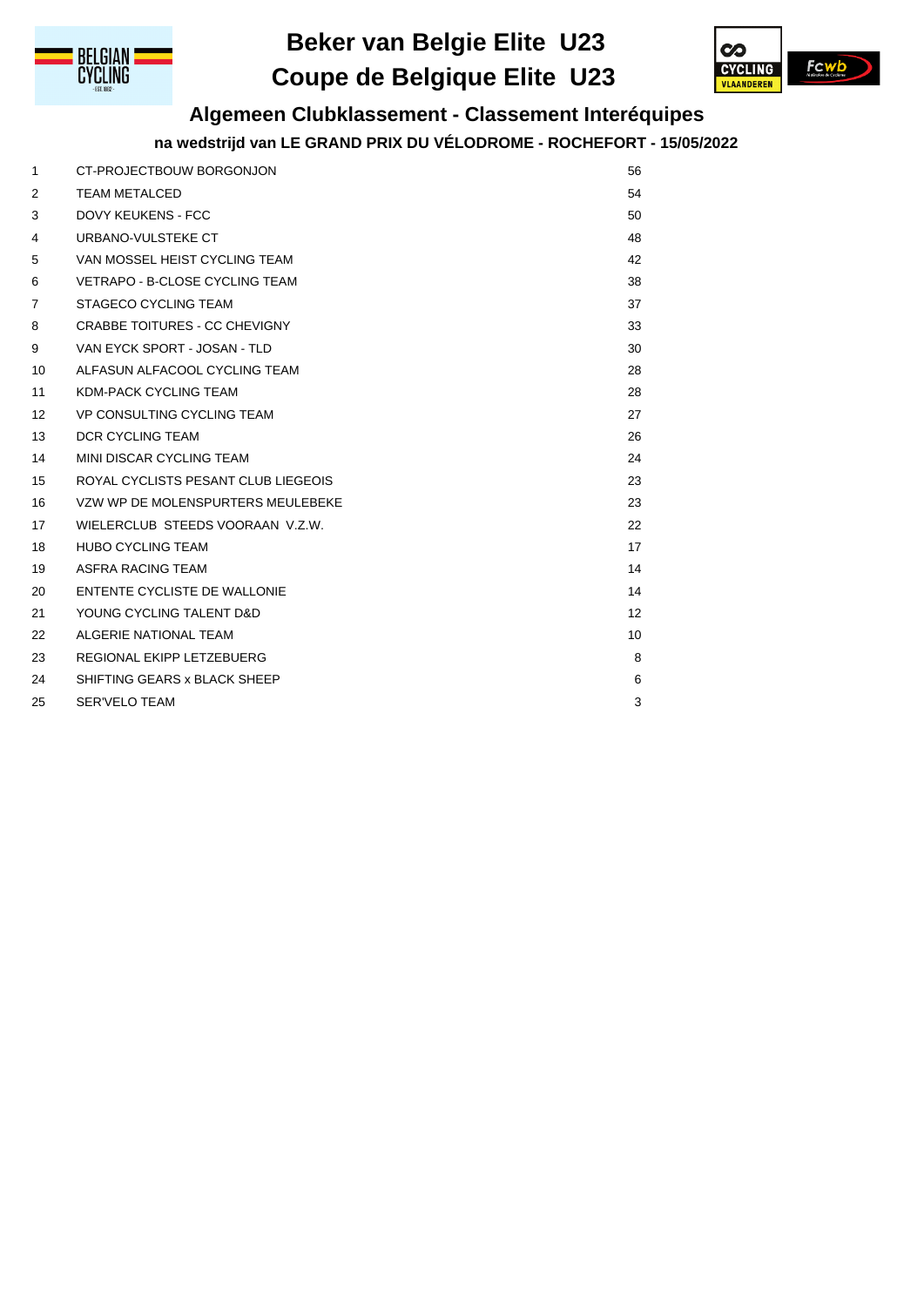# Beker van Belgie Elite U23
# Coupe de Belgique Elite U23

## Algemeen Clubklassement - Classement Interéquipes

### na wedstrijd van LE GRAND PRIX DU VÉLODROME - ROCHEFORT - 15/05/2022

| | | |
|---|---|---|
| 1 | CT-PROJECTBOUW BORGONJON | 56 |
| 2 | TEAM METALCED | 54 |
| 3 | DOVY KEUKENS - FCC | 50 |
| 4 | URBANO-VULSTEKE CT | 48 |
| 5 | VAN MOSSEL HEIST CYCLING TEAM | 42 |
| 6 | VETRAPO - B-CLOSE CYCLING TEAM | 38 |
| 7 | STAGECO CYCLING TEAM | 37 |
| 8 | CRABBE TOITURES - CC CHEVIGNY | 33 |
| 9 | VAN EYCK SPORT - JOSAN - TLD | 30 |
| 10 | ALFASUN ALFACOOL CYCLING TEAM | 28 |
| 11 | KDM-PACK CYCLING TEAM | 28 |
| 12 | VP CONSULTING CYCLING TEAM | 27 |
| 13 | DCR CYCLING TEAM | 26 |
| 14 | MINI DISCAR CYCLING TEAM | 24 |
| 15 | ROYAL CYCLISTS PESANT CLUB LIEGEOIS | 23 |
| 16 | VZW WP DE MOLENSPURTERS MEULEBEKE | 23 |
| 17 | WIELERCLUB STEEDS VOORAAN V.Z.W. | 22 |
| 18 | HUBO CYCLING TEAM | 17 |
| 19 | ASFRA RACING TEAM | 14 |
| 20 | ENTENTE CYCLISTE DE WALLONIE | 14 |
| 21 | YOUNG CYCLING TALENT D&D | 12 |
| 22 | ALGERIE NATIONAL TEAM | 10 |
| 23 | REGIONAL EKIPP LETZEBUERG | 8 |
| 24 | SHIFTING GEARS x BLACK SHEEP | 6 |
| 25 | SER'VELO TEAM | 3 |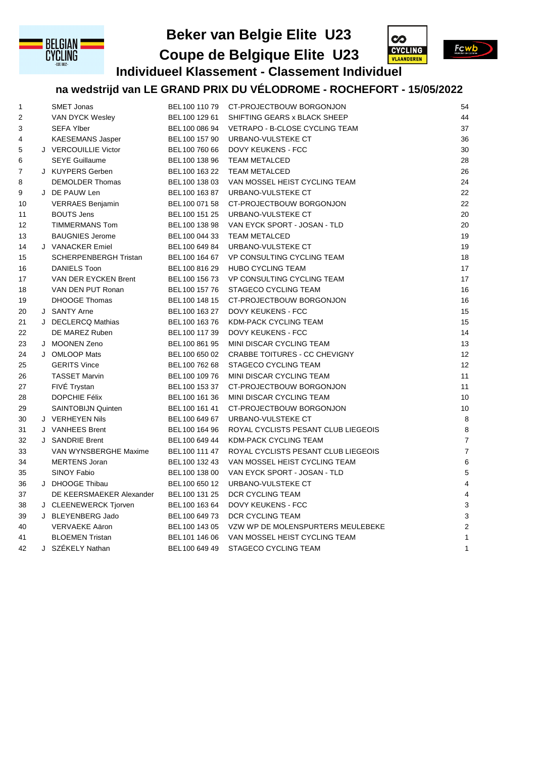# Beker van Belgie Elite U23

# Coupe de Belgique Elite U23

## Individueel Klassement - Classement Individuel

### na wedstrijd van LE GRAND PRIX DU VÉLODROME - ROCHEFORT - 15/05/2022

| | | | | | |
|---|---|---|---|---|---|
| 1 | | SMET Jonas | BEL100 110 79 | CT-PROJECTBOUW BORGONJON | 54 |
| 2 | | VAN DYCK Wesley | BEL100 129 61 | SHIFTING GEARS x BLACK SHEEP | 44 |
| 3 | | SEFA Ylber | BEL100 086 94 | VETRAPO - B-CLOSE CYCLING TEAM | 37 |
| 4 | | KAESEMANS Jasper | BEL100 157 90 | URBANO-VULSTEKE CT | 36 |
| 5 | J | VERCOUILLIE Victor | BEL100 760 66 | DOVY KEUKENS - FCC | 30 |
| 6 | | SEYE Guillaume | BEL100 138 96 | TEAM METALCED | 28 |
| 7 | J | KUYPERS Gerben | BEL100 163 22 | TEAM METALCED | 26 |
| 8 | | DEMOLDER Thomas | BEL100 138 03 | VAN MOSSEL HEIST CYCLING TEAM | 24 |
| 9 | J | DE PAUW Len | BEL100 163 87 | URBANO-VULSTEKE CT | 22 |
| 10 | | VERRAES Benjamin | BEL100 071 58 | CT-PROJECTBOUW BORGONJON | 22 |
| 11 | | BOUTS Jens | BEL100 151 25 | URBANO-VULSTEKE CT | 20 |
| 12 | | TIMMERMANS Tom | BEL100 138 98 | VAN EYCK SPORT - JOSAN - TLD | 20 |
| 13 | | BAUGNIES Jerome | BEL100 044 33 | TEAM METALCED | 19 |
| 14 | J | VANACKER Emiel | BEL100 649 84 | URBANO-VULSTEKE CT | 19 |
| 15 | | SCHERPENBERGH Tristan | BEL100 164 67 | VP CONSULTING CYCLING TEAM | 18 |
| 16 | | DANIELS Toon | BEL100 816 29 | HUBO CYCLING TEAM | 17 |
| 17 | | VAN DER EYCKEN Brent | BEL100 156 73 | VP CONSULTING CYCLING TEAM | 17 |
| 18 | | VAN DEN PUT Ronan | BEL100 157 76 | STAGECO CYCLING TEAM | 16 |
| 19 | | DHOOGE Thomas | BEL100 148 15 | CT-PROJECTBOUW BORGONJON | 16 |
| 20 | J | SANTY Arne | BEL100 163 27 | DOVY KEUKENS - FCC | 15 |
| 21 | J | DECLERCQ Mathias | BEL100 163 76 | KDM-PACK CYCLING TEAM | 15 |
| 22 | | DE MAREZ Ruben | BEL100 117 39 | DOVY KEUKENS - FCC | 14 |
| 23 | J | MOONEN Zeno | BEL100 861 95 | MINI DISCAR CYCLING TEAM | 13 |
| 24 | J | OMLOOP Mats | BEL100 650 02 | CRABBE TOITURES - CC CHEVIGNY | 12 |
| 25 | | GERITS Vince | BEL100 762 68 | STAGECO CYCLING TEAM | 12 |
| 26 | | TASSET Marvin | BEL100 109 76 | MINI DISCAR CYCLING TEAM | 11 |
| 27 | | FIVÉ Trystan | BEL100 153 37 | CT-PROJECTBOUW BORGONJON | 11 |
| 28 | | DOPCHIE Félix | BEL100 161 36 | MINI DISCAR CYCLING TEAM | 10 |
| 29 | | SAINTOBIJN Quinten | BEL100 161 41 | CT-PROJECTBOUW BORGONJON | 10 |
| 30 | J | VERHEYEN Nils | BEL100 649 67 | URBANO-VULSTEKE CT | 8 |
| 31 | J | VANHEES Brent | BEL100 164 96 | ROYAL CYCLISTS PESANT CLUB LIEGEOIS | 8 |
| 32 | J | SANDRIE Brent | BEL100 649 44 | KDM-PACK CYCLING TEAM | 7 |
| 33 | | VAN WYNSBERGHE Maxime | BEL100 111 47 | ROYAL CYCLISTS PESANT CLUB LIEGEOIS | 7 |
| 34 | | MERTENS Joran | BEL100 132 43 | VAN MOSSEL HEIST CYCLING TEAM | 6 |
| 35 | | SINOY Fabio | BEL100 138 00 | VAN EYCK SPORT - JOSAN - TLD | 5 |
| 36 | J | DHOOGE Thibau | BEL100 650 12 | URBANO-VULSTEKE CT | 4 |
| 37 | | DE KEERSMAEKER Alexander | BEL100 131 25 | DCR CYCLING TEAM | 4 |
| 38 | J | CLEENEWERCK Tjorven | BEL100 163 64 | DOVY KEUKENS - FCC | 3 |
| 39 | J | BLEYENBERG Jado | BEL100 649 73 | DCR CYCLING TEAM | 3 |
| 40 | | VERVAEKE Aäron | BEL100 143 05 | VZW WP DE MOLENSPURTERS MEULEBEKE | 2 |
| 41 | | BLOEMEN Tristan | BEL101 146 06 | VAN MOSSEL HEIST CYCLING TEAM | 1 |
| 42 | J | SZÉKELY Nathan | BEL100 649 49 | STAGECO CYCLING TEAM | 1 |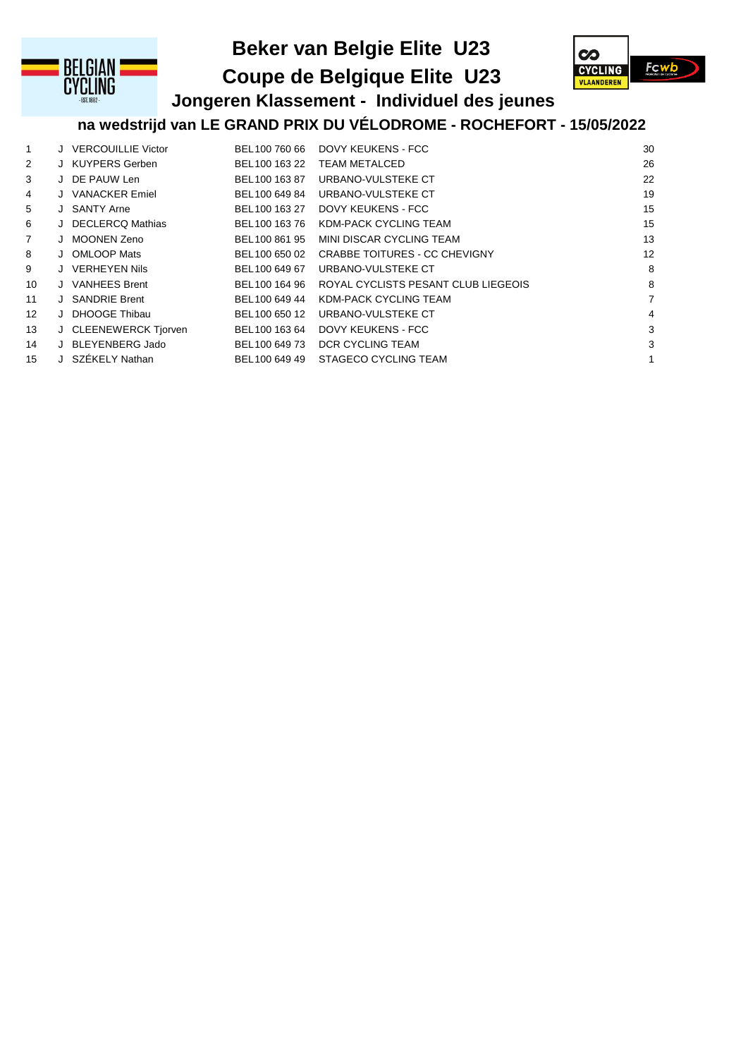# Beker van Belgie Elite U23

# Coupe de Belgique Elite U23

## Jongeren Klassement - Individuel des jeunes

### na wedstrijd van LE GRAND PRIX DU VÉLODROME - ROCHEFORT - 15/05/2022

| | | | | | |
|---|---|---|---|---|---|
| 1 | J | VERCOUILLIE Victor | BEL100 760 66 | DOVY KEUKENS - FCC | 30 |
| 2 | J | KUYPERS Gerben | BEL100 163 22 | TEAM METALCED | 26 |
| 3 | J | DE PAUW Len | BEL100 163 87 | URBANO-VULSTEKE CT | 22 |
| 4 | J | VANACKER Emiel | BEL100 649 84 | URBANO-VULSTEKE CT | 19 |
| 5 | J | SANTY Arne | BEL100 163 27 | DOVY KEUKENS - FCC | 15 |
| 6 | J | DECLERCQ Mathias | BEL100 163 76 | KDM-PACK CYCLING TEAM | 15 |
| 7 | J | MOONEN Zeno | BEL100 861 95 | MINI DISCAR CYCLING TEAM | 13 |
| 8 | J | OMLOOP Mats | BEL100 650 02 | CRABBE TOITURES - CC CHEVIGNY | 12 |
| 9 | J | VERHEYEN Nils | BEL100 649 67 | URBANO-VULSTEKE CT | 8 |
| 10 | J | VANHEES Brent | BEL100 164 96 | ROYAL CYCLISTS PESANT CLUB LIEGEOIS | 8 |
| 11 | J | SANDRIE Brent | BEL100 649 44 | KDM-PACK CYCLING TEAM | 7 |
| 12 | J | DHOOGE Thibau | BEL100 650 12 | URBANO-VULSTEKE CT | 4 |
| 13 | J | CLEENEWERCK Tjorven | BEL100 163 64 | DOVY KEUKENS - FCC | 3 |
| 14 | J | BLEYENBERG Jado | BEL100 649 73 | DCR CYCLING TEAM | 3 |
| 15 | J | SZÉKELY Nathan | BEL100 649 49 | STAGECO CYCLING TEAM | 1 |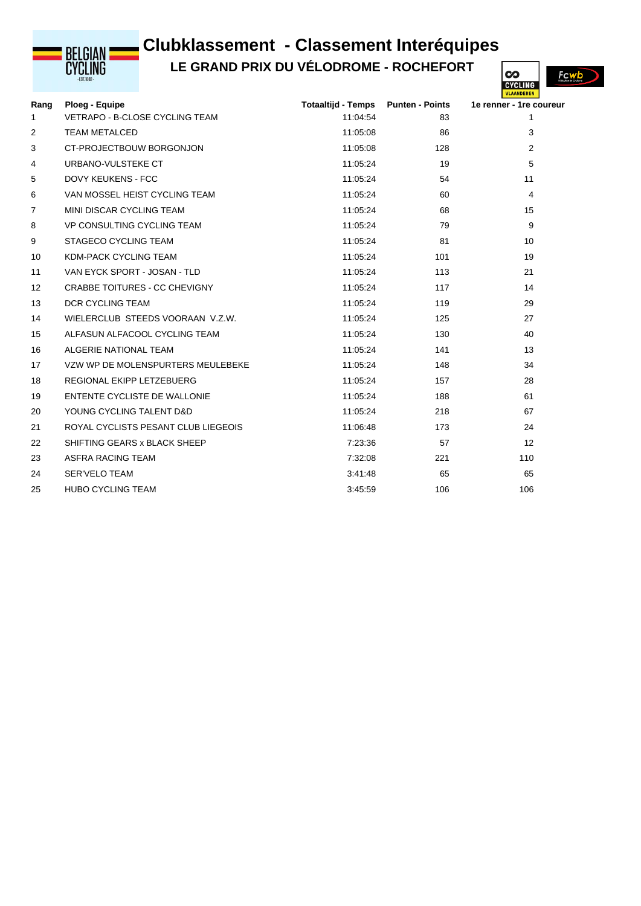# Clubklassement - Classement Interéquipes

## LE GRAND PRIX DU VÉLODROME - ROCHEFORT

| Rang | Ploeg - Equipe | Totaaltijd - Temps | Punten - Points | 1e renner - 1re coureur |
|---|---|---|---|---|
| 1 | VETRAPO - B-CLOSE CYCLING TEAM | 11:04:54 | 83 | 1 |
| 2 | TEAM METALCED | 11:05:08 | 86 | 3 |
| 3 | CT-PROJECTBOUW BORGONJON | 11:05:08 | 128 | 2 |
| 4 | URBANO-VULSTEKE CT | 11:05:24 | 19 | 5 |
| 5 | DOVY KEUKENS - FCC | 11:05:24 | 54 | 11 |
| 6 | VAN MOSSEL HEIST CYCLING TEAM | 11:05:24 | 60 | 4 |
| 7 | MINI DISCAR CYCLING TEAM | 11:05:24 | 68 | 15 |
| 8 | VP CONSULTING CYCLING TEAM | 11:05:24 | 79 | 9 |
| 9 | STAGECO CYCLING TEAM | 11:05:24 | 81 | 10 |
| 10 | KDM-PACK CYCLING TEAM | 11:05:24 | 101 | 19 |
| 11 | VAN EYCK SPORT - JOSAN - TLD | 11:05:24 | 113 | 21 |
| 12 | CRABBE TOITURES - CC CHEVIGNY | 11:05:24 | 117 | 14 |
| 13 | DCR CYCLING TEAM | 11:05:24 | 119 | 29 |
| 14 | WIELERCLUB STEEDS VOORAAN V.Z.W. | 11:05:24 | 125 | 27 |
| 15 | ALFASUN ALFACOOL CYCLING TEAM | 11:05:24 | 130 | 40 |
| 16 | ALGERIE NATIONAL TEAM | 11:05:24 | 141 | 13 |
| 17 | VZW WP DE MOLENSPURTERS MEULEBEKE | 11:05:24 | 148 | 34 |
| 18 | REGIONAL EKIPP LETZEBUERG | 11:05:24 | 157 | 28 |
| 19 | ENTENTE CYCLISTE DE WALLONIE | 11:05:24 | 188 | 61 |
| 20 | YOUNG CYCLING TALENT D&D | 11:05:24 | 218 | 67 |
| 21 | ROYAL CYCLISTS PESANT CLUB LIEGEOIS | 11:06:48 | 173 | 24 |
| 22 | SHIFTING GEARS x BLACK SHEEP | 7:23:36 | 57 | 12 |
| 23 | ASFRA RACING TEAM | 7:32:08 | 221 | 110 |
| 24 | SER'VELO TEAM | 3:41:48 | 65 | 65 |
| 25 | HUBO CYCLING TEAM | 3:45:59 | 106 | 106 |